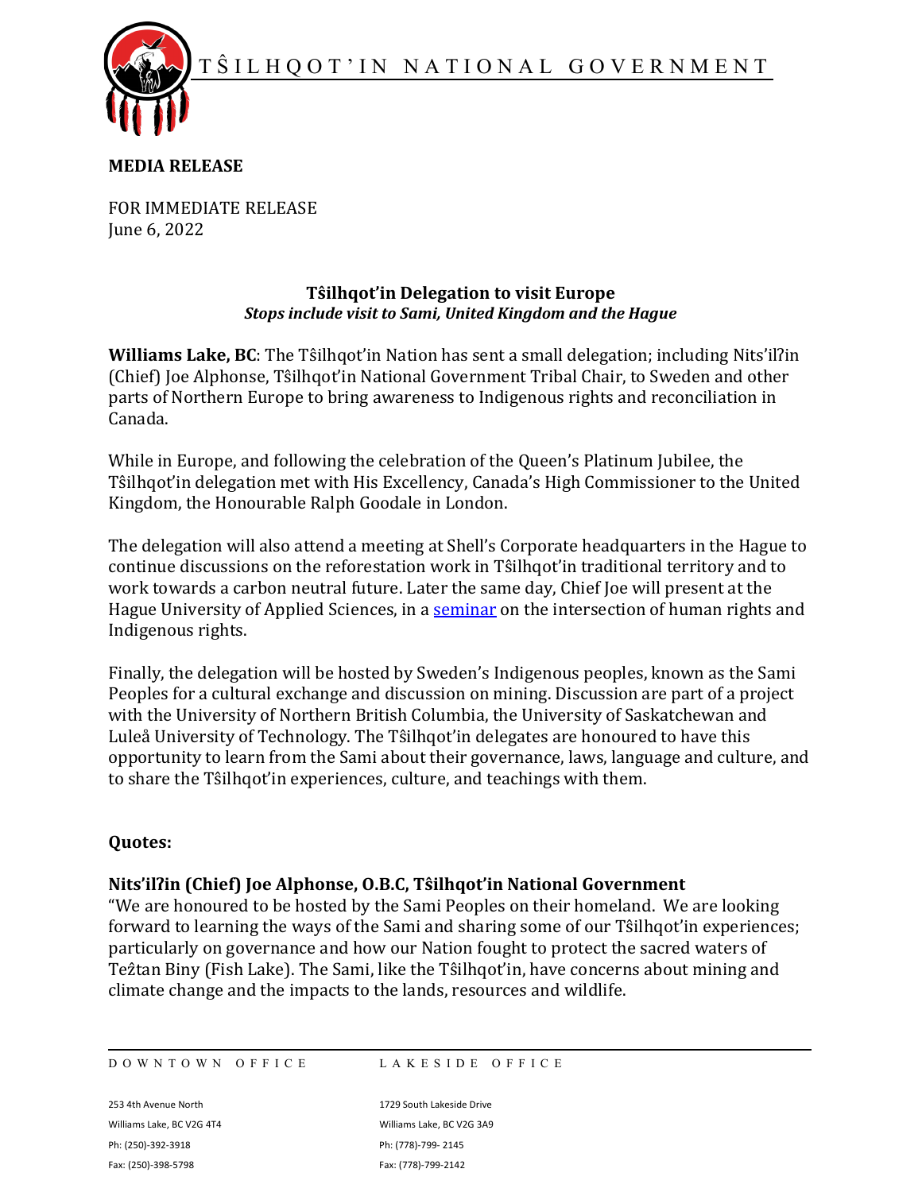TŜILHQOT'IN NATIONAL GOVERNMENT

**MEDIA RELEASE**

FOR IMMEDIATE RELEASE
June 6, 2022

**Tŝilhqot'in Delegation to visit Europe**
***Stops include visit to Sami, United Kingdom and the Hague***

**Williams Lake, BC**: The Tŝilhqot'in Nation has sent a small delegation; including Nits'ilʔin (Chief) Joe Alphonse, Tŝilhqot'in National Government Tribal Chair, to Sweden and other parts of Northern Europe to bring awareness to Indigenous rights and reconciliation in Canada.

While in Europe, and following the celebration of the Queen's Platinum Jubilee, the Tŝilhqot'in delegation met with His Excellency, Canada's High Commissioner to the United Kingdom, the Honourable Ralph Goodale in London.

The delegation will also attend a meeting at Shell's Corporate headquarters in the Hague to continue discussions on the reforestation work in Tŝilhqot'in traditional territory and to work towards a carbon neutral future. Later the same day, Chief Joe will present at the Hague University of Applied Sciences, in a seminar on the intersection of human rights and Indigenous rights.

Finally, the delegation will be hosted by Sweden's Indigenous peoples, known as the Sami Peoples for a cultural exchange and discussion on mining. Discussion are part of a project with the University of Northern British Columbia, the University of Saskatchewan and Luleå University of Technology. The Tŝilhqot'in delegates are honoured to have this opportunity to learn from the Sami about their governance, laws, language and culture, and to share the Tŝilhqot'in experiences, culture, and teachings with them.

**Quotes:**

**Nits'ilʔin (Chief) Joe Alphonse, O.B.C, Tŝilhqot'in National Government**
"We are honoured to be hosted by the Sami Peoples on their homeland. We are looking forward to learning the ways of the Sami and sharing some of our Tŝilhqot'in experiences; particularly on governance and how our Nation fought to protect the sacred waters of Teẑtan Biny (Fish Lake). The Sami, like the Tŝilhqot'in, have concerns about mining and climate change and the impacts to the lands, resources and wildlife.

DOWNTOWN OFFICE
253 4th Avenue North
Williams Lake, BC V2G 4T4
Ph: (250)-392-3918
Fax: (250)-398-5798

LAKESIDE OFFICE
1729 South Lakeside Drive
Williams Lake, BC V2G 3A9
Ph: (778)-799- 2145
Fax: (778)-799-2142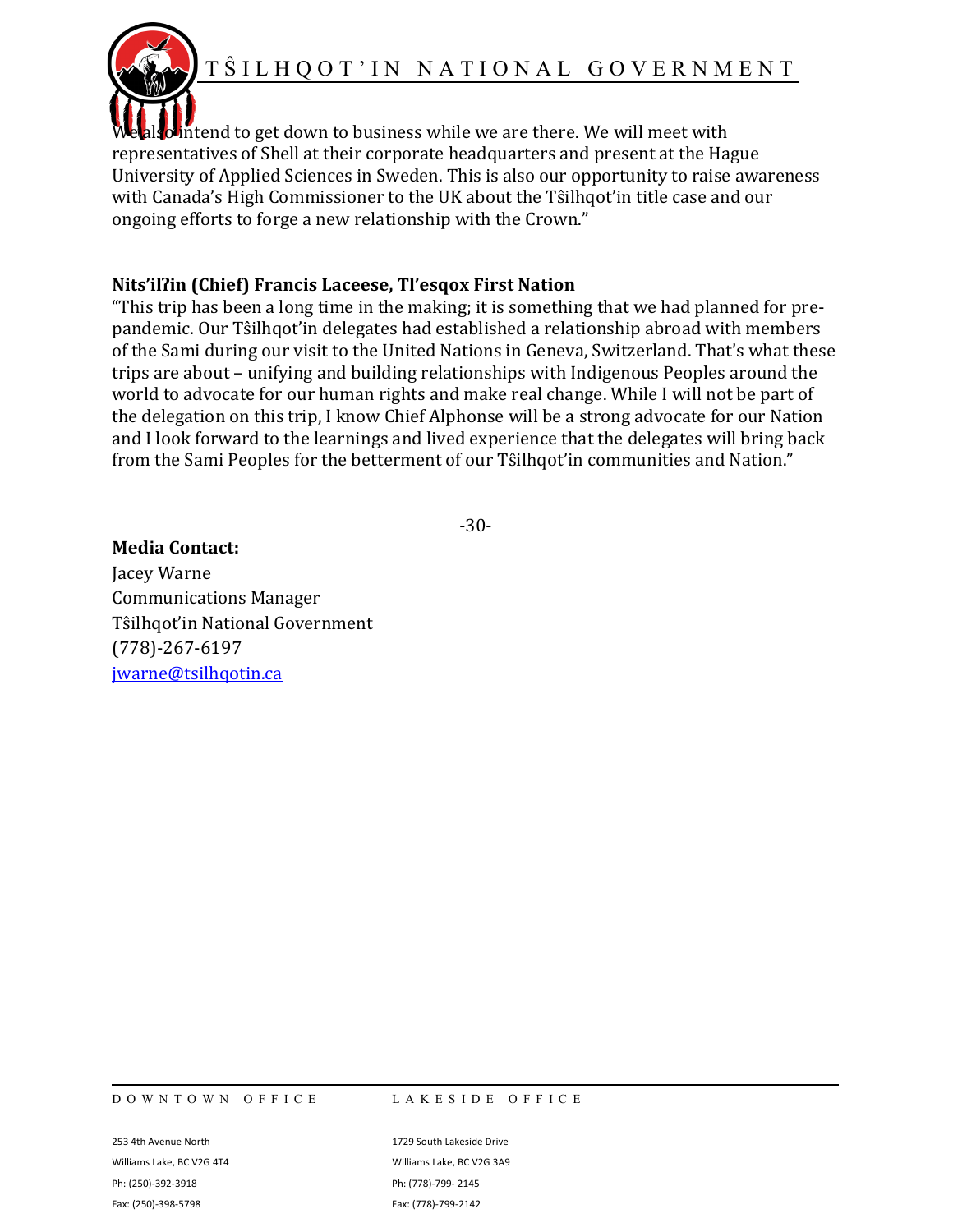We also intend to get down to business while we are there. We will meet with representatives of Shell at their corporate headquarters and present at the Hague University of Applied Sciences in Sweden. This is also our opportunity to raise awareness with Canada's High Commissioner to the UK about the Tŝilhqot'in title case and our ongoing efforts to forge a new relationship with the Crown."

**Nits'ilʔin (Chief) Francis Laceese, Tl'esqox First Nation**

"This trip has been a long time in the making; it is something that we had planned for pre-pandemic. Our Tŝilhqot'in delegates had established a relationship abroad with members of the Sami during our visit to the United Nations in Geneva, Switzerland. That's what these trips are about – unifying and building relationships with Indigenous Peoples around the world to advocate for our human rights and make real change. While I will not be part of the delegation on this trip, I know Chief Alphonse will be a strong advocate for our Nation and I look forward to the learnings and lived experience that the delegates will bring back from the Sami Peoples for the betterment of our Tŝilhqot'in communities and Nation."

-30-

**Media Contact:**
Jacey Warne
Communications Manager
Tŝilhqot'in National Government
(778)-267-6197
jwarne@tsilhqotin.ca

DOWNTOWN OFFICE
253 4th Avenue North
Williams Lake, BC V2G 4T4
Ph: (250)-392-3918
Fax: (250)-398-5798

LAKESIDE OFFICE
1729 South Lakeside Drive
Williams Lake, BC V2G 3A9
Ph: (778)-799- 2145
Fax: (778)-799-2142